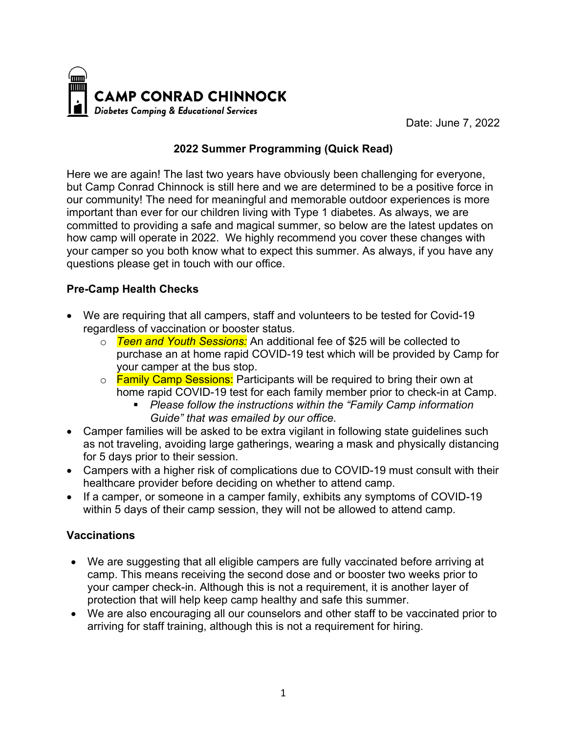**CAMP CONRAD CHINNOCK**
*Diabetes Camping & Educational Services*

Date: June 7, 2022

## 2022 Summer Programming (Quick Read)

Here we are again! The last two years have obviously been challenging for everyone, but Camp Conrad Chinnock is still here and we are determined to be a positive force in our community! The need for meaningful and memorable outdoor experiences is more important than ever for our children living with Type 1 diabetes. As always, we are committed to providing a safe and magical summer, so below are the latest updates on how camp will operate in 2022. We highly recommend you cover these changes with your camper so you both know what to expect this summer. As always, if you have any questions please get in touch with our office.

### Pre-Camp Health Checks

- We are requiring that all campers, staff and volunteers to be tested for Covid-19 regardless of vaccination or booster status.
  - *Teen and Youth Sessions:* An additional fee of $25 will be collected to purchase an at home rapid COVID-19 test which will be provided by Camp for your camper at the bus stop.
  - Family Camp Sessions: Participants will be required to bring their own at home rapid COVID-19 test for each family member prior to check-in at Camp.
    - *Please follow the instructions within the "Family Camp information Guide" that was emailed by our office.*
- Camper families will be asked to be extra vigilant in following state guidelines such as not traveling, avoiding large gatherings, wearing a mask and physically distancing for 5 days prior to their session.
- Campers with a higher risk of complications due to COVID-19 must consult with their healthcare provider before deciding on whether to attend camp.
- If a camper, or someone in a camper family, exhibits any symptoms of COVID-19 within 5 days of their camp session, they will not be allowed to attend camp.

### Vaccinations

- We are suggesting that all eligible campers are fully vaccinated before arriving at camp. This means receiving the second dose and or booster two weeks prior to your camper check-in. Although this is not a requirement, it is another layer of protection that will help keep camp healthy and safe this summer.
- We are also encouraging all our counselors and other staff to be vaccinated prior to arriving for staff training, although this is not a requirement for hiring.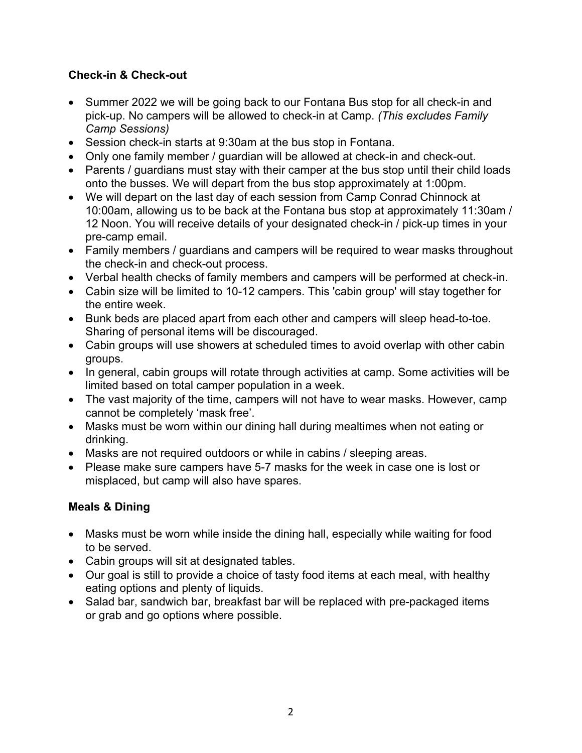**Check-in & Check-out**

- Summer 2022 we will be going back to our Fontana Bus stop for all check-in and pick-up. No campers will be allowed to check-in at Camp. *(This excludes Family Camp Sessions)*
- Session check-in starts at 9:30am at the bus stop in Fontana.
- Only one family member / guardian will be allowed at check-in and check-out.
- Parents / guardians must stay with their camper at the bus stop until their child loads onto the busses. We will depart from the bus stop approximately at 1:00pm.
- We will depart on the last day of each session from Camp Conrad Chinnock at 10:00am, allowing us to be back at the Fontana bus stop at approximately 11:30am / 12 Noon. You will receive details of your designated check-in / pick-up times in your pre-camp email.
- Family members / guardians and campers will be required to wear masks throughout the check-in and check-out process.
- Verbal health checks of family members and campers will be performed at check-in.
- Cabin size will be limited to 10-12 campers. This 'cabin group' will stay together for the entire week.
- Bunk beds are placed apart from each other and campers will sleep head-to-toe. Sharing of personal items will be discouraged.
- Cabin groups will use showers at scheduled times to avoid overlap with other cabin groups.
- In general, cabin groups will rotate through activities at camp. Some activities will be limited based on total camper population in a week.
- The vast majority of the time, campers will not have to wear masks. However, camp cannot be completely 'mask free'.
- Masks must be worn within our dining hall during mealtimes when not eating or drinking.
- Masks are not required outdoors or while in cabins / sleeping areas.
- Please make sure campers have 5-7 masks for the week in case one is lost or misplaced, but camp will also have spares.

**Meals & Dining**

- Masks must be worn while inside the dining hall, especially while waiting for food to be served.
- Cabin groups will sit at designated tables.
- Our goal is still to provide a choice of tasty food items at each meal, with healthy eating options and plenty of liquids.
- Salad bar, sandwich bar, breakfast bar will be replaced with pre-packaged items or grab and go options where possible.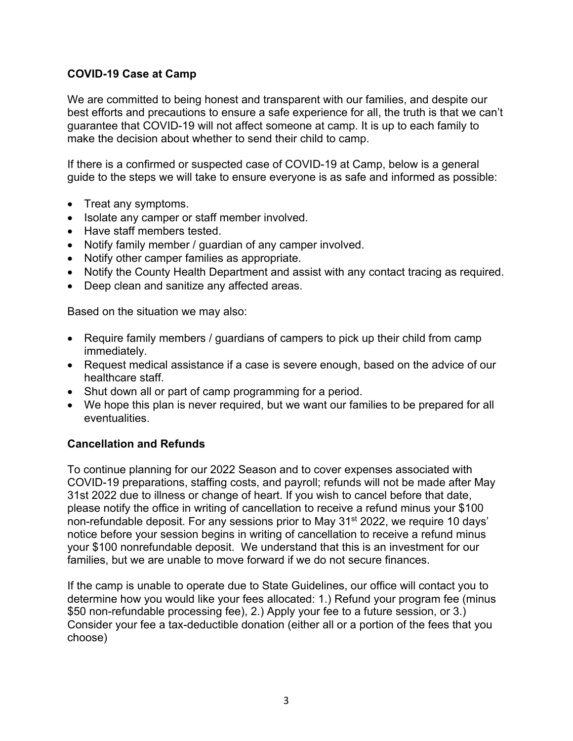**COVID-19 Case at Camp**

We are committed to being honest and transparent with our families, and despite our best efforts and precautions to ensure a safe experience for all, the truth is that we can't guarantee that COVID-19 will not affect someone at camp. It is up to each family to make the decision about whether to send their child to camp.

If there is a confirmed or suspected case of COVID-19 at Camp, below is a general guide to the steps we will take to ensure everyone is as safe and informed as possible:

- Treat any symptoms.
- Isolate any camper or staff member involved.
- Have staff members tested.
- Notify family member / guardian of any camper involved.
- Notify other camper families as appropriate.
- Notify the County Health Department and assist with any contact tracing as required.
- Deep clean and sanitize any affected areas.

Based on the situation we may also:

- Require family members / guardians of campers to pick up their child from camp immediately.
- Request medical assistance if a case is severe enough, based on the advice of our healthcare staff.
- Shut down all or part of camp programming for a period.
- We hope this plan is never required, but we want our families to be prepared for all eventualities.

**Cancellation and Refunds**

To continue planning for our 2022 Season and to cover expenses associated with COVID-19 preparations, staffing costs, and payroll; refunds will not be made after May 31st 2022 due to illness or change of heart. If you wish to cancel before that date, please notify the office in writing of cancellation to receive a refund minus your $100 non-refundable deposit. For any sessions prior to May 31st 2022, we require 10 days' notice before your session begins in writing of cancellation to receive a refund minus your $100 nonrefundable deposit. We understand that this is an investment for our families, but we are unable to move forward if we do not secure finances.

If the camp is unable to operate due to State Guidelines, our office will contact you to determine how you would like your fees allocated: 1.) Refund your program fee (minus $50 non-refundable processing fee), 2.) Apply your fee to a future session, or 3.) Consider your fee a tax-deductible donation (either all or a portion of the fees that you choose)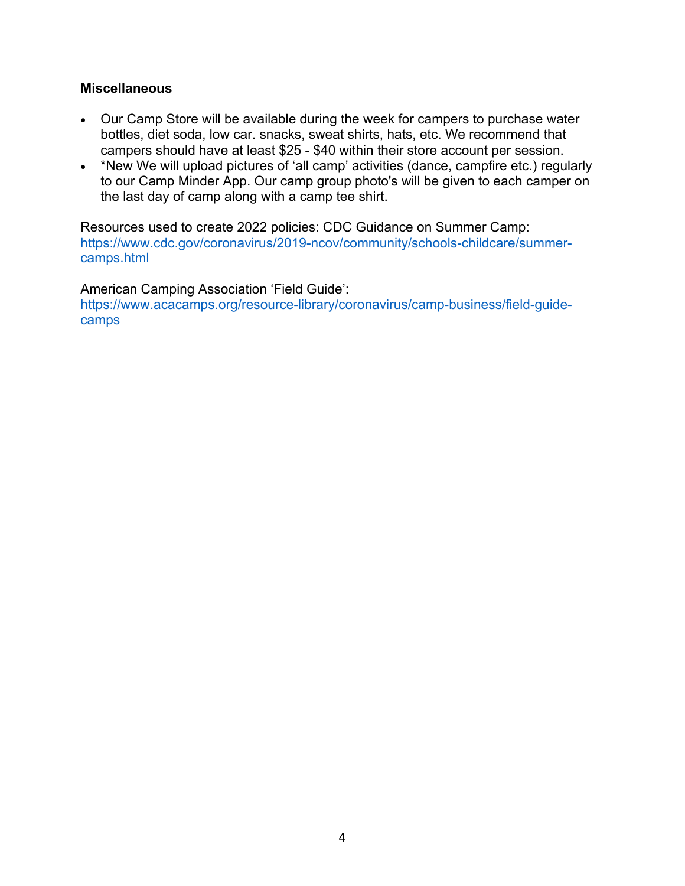**Miscellaneous**

- Our Camp Store will be available during the week for campers to purchase water bottles, diet soda, low car. snacks, sweat shirts, hats, etc. We recommend that campers should have at least $25 - $40 within their store account per session.
- *New We will upload pictures of 'all camp' activities (dance, campfire etc.) regularly to our Camp Minder App. Our camp group photo's will be given to each camper on the last day of camp along with a camp tee shirt.

Resources used to create 2022 policies: CDC Guidance on Summer Camp: https://www.cdc.gov/coronavirus/2019-ncov/community/schools-childcare/summer-camps.html

American Camping Association 'Field Guide': https://www.acacamps.org/resource-library/coronavirus/camp-business/field-guide-camps